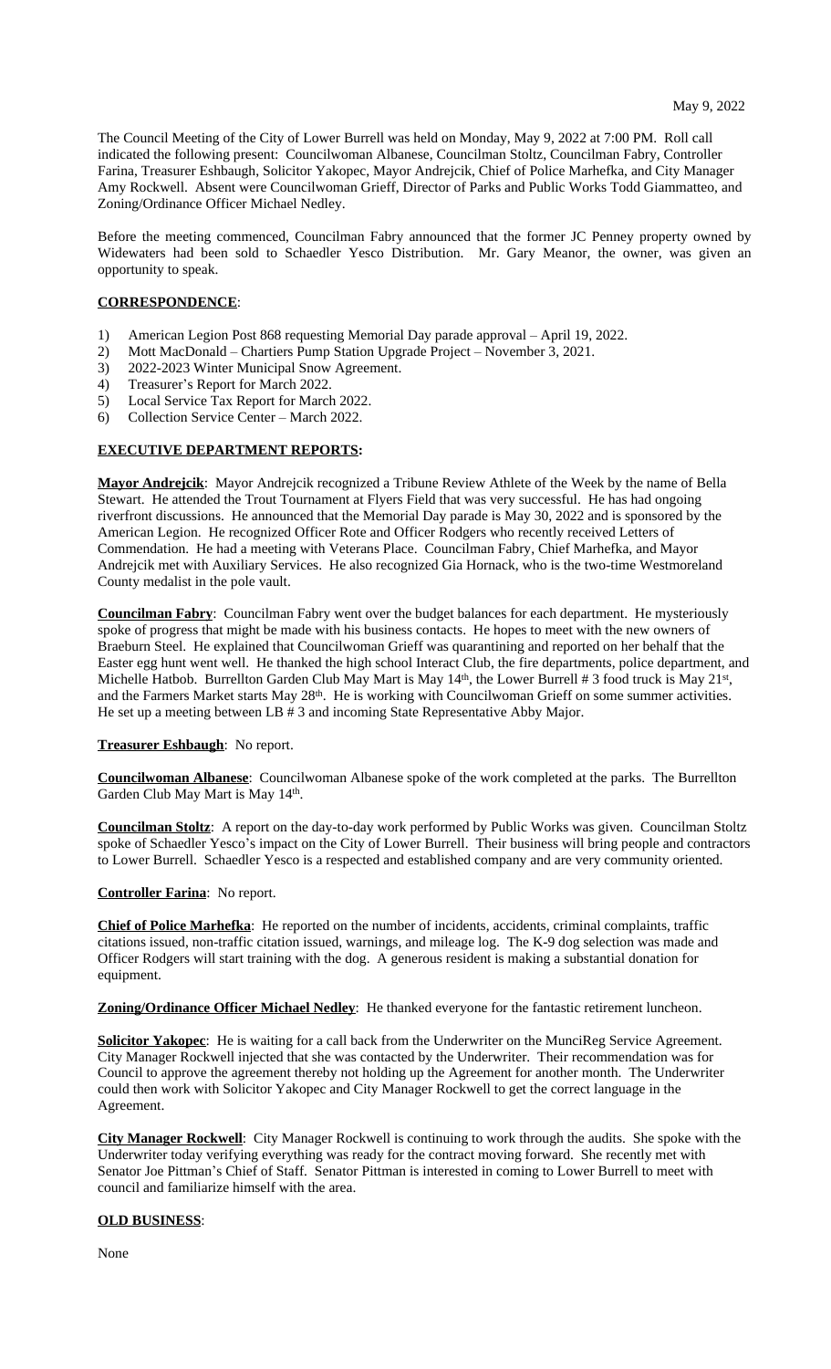The Council Meeting of the City of Lower Burrell was held on Monday, May 9, 2022 at 7:00 PM. Roll call indicated the following present: Councilwoman Albanese, Councilman Stoltz, Councilman Fabry, Controller Farina, Treasurer Eshbaugh, Solicitor Yakopec, Mayor Andrejcik, Chief of Police Marhefka, and City Manager Amy Rockwell. Absent were Councilwoman Grieff, Director of Parks and Public Works Todd Giammatteo, and Zoning/Ordinance Officer Michael Nedley.

Before the meeting commenced, Councilman Fabry announced that the former JC Penney property owned by Widewaters had been sold to Schaedler Yesco Distribution. Mr. Gary Meanor, the owner, was given an opportunity to speak.

## CORRESPONDENCE:

1) American Legion Post 868 requesting Memorial Day parade approval – April 19, 2022.
2) Mott MacDonald – Chartiers Pump Station Upgrade Project – November 3, 2021.
3) 2022-2023 Winter Municipal Snow Agreement.
4) Treasurer's Report for March 2022.
5) Local Service Tax Report for March 2022.
6) Collection Service Center – March 2022.

## EXECUTIVE DEPARTMENT REPORTS:

**Mayor Andrejcik**: Mayor Andrejcik recognized a Tribune Review Athlete of the Week by the name of Bella Stewart. He attended the Trout Tournament at Flyers Field that was very successful. He has had ongoing riverfront discussions. He announced that the Memorial Day parade is May 30, 2022 and is sponsored by the American Legion. He recognized Officer Rote and Officer Rodgers who recently received Letters of Commendation. He had a meeting with Veterans Place. Councilman Fabry, Chief Marhefka, and Mayor Andrejcik met with Auxiliary Services. He also recognized Gia Hornack, who is the two-time Westmoreland County medalist in the pole vault.

**Councilman Fabry**: Councilman Fabry went over the budget balances for each department. He mysteriously spoke of progress that might be made with his business contacts. He hopes to meet with the new owners of Braeburn Steel. He explained that Councilwoman Grieff was quarantining and reported on her behalf that the Easter egg hunt went well. He thanked the high school Interact Club, the fire departments, police department, and Michelle Hatbob. Burrellton Garden Club May Mart is May 14th, the Lower Burrell # 3 food truck is May 21st, and the Farmers Market starts May 28th. He is working with Councilwoman Grieff on some summer activities. He set up a meeting between LB # 3 and incoming State Representative Abby Major.

**Treasurer Eshbaugh**: No report.

**Councilwoman Albanese**: Councilwoman Albanese spoke of the work completed at the parks. The Burrellton Garden Club May Mart is May 14th.

**Councilman Stoltz**: A report on the day-to-day work performed by Public Works was given. Councilman Stoltz spoke of Schaedler Yesco's impact on the City of Lower Burrell. Their business will bring people and contractors to Lower Burrell. Schaedler Yesco is a respected and established company and are very community oriented.

**Controller Farina**: No report.

**Chief of Police Marhefka**: He reported on the number of incidents, accidents, criminal complaints, traffic citations issued, non-traffic citation issued, warnings, and mileage log. The K-9 dog selection was made and Officer Rodgers will start training with the dog. A generous resident is making a substantial donation for equipment.

**Zoning/Ordinance Officer Michael Nedley**: He thanked everyone for the fantastic retirement luncheon.

**Solicitor Yakopec**: He is waiting for a call back from the Underwriter on the MunciReg Service Agreement. City Manager Rockwell injected that she was contacted by the Underwriter. Their recommendation was for Council to approve the agreement thereby not holding up the Agreement for another month. The Underwriter could then work with Solicitor Yakopec and City Manager Rockwell to get the correct language in the Agreement.

**City Manager Rockwell**: City Manager Rockwell is continuing to work through the audits. She spoke with the Underwriter today verifying everything was ready for the contract moving forward. She recently met with Senator Joe Pittman's Chief of Staff. Senator Pittman is interested in coming to Lower Burrell to meet with council and familiarize himself with the area.

## OLD BUSINESS:

None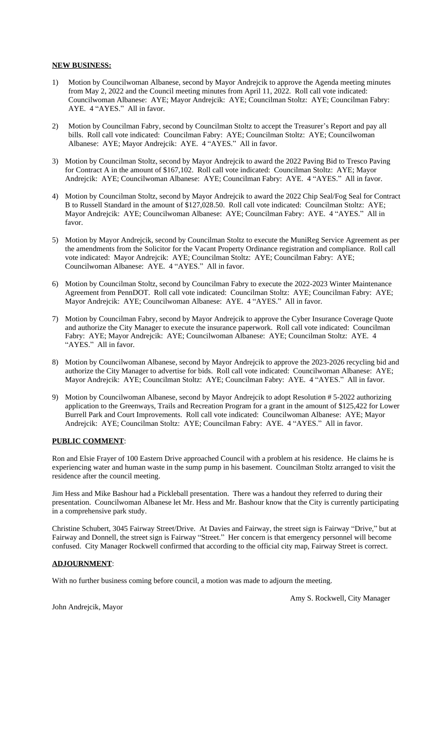**NEW BUSINESS:**

1) Motion by Councilwoman Albanese, second by Mayor Andrejcik to approve the Agenda meeting minutes from May 2, 2022 and the Council meeting minutes from April 11, 2022. Roll call vote indicated: Councilwoman Albanese: AYE; Mayor Andrejcik: AYE; Councilman Stoltz: AYE; Councilman Fabry: AYE. 4 "AYES." All in favor.

2) Motion by Councilman Fabry, second by Councilman Stoltz to accept the Treasurer's Report and pay all bills. Roll call vote indicated: Councilman Fabry: AYE; Councilman Stoltz: AYE; Councilwoman Albanese: AYE; Mayor Andrejcik: AYE. 4 "AYES." All in favor.

3) Motion by Councilman Stoltz, second by Mayor Andrejcik to award the 2022 Paving Bid to Tresco Paving for Contract A in the amount of $167,102. Roll call vote indicated: Councilman Stoltz: AYE; Mayor Andrejcik: AYE; Councilwoman Albanese: AYE; Councilman Fabry: AYE. 4 "AYES." All in favor.

4) Motion by Councilman Stoltz, second by Mayor Andrejcik to award the 2022 Chip Seal/Fog Seal for Contract B to Russell Standard in the amount of $127,028.50. Roll call vote indicated: Councilman Stoltz: AYE; Mayor Andrejcik: AYE; Councilwoman Albanese: AYE; Councilman Fabry: AYE. 4 "AYES." All in favor.

5) Motion by Mayor Andrejcik, second by Councilman Stoltz to execute the MuniReg Service Agreement as per the amendments from the Solicitor for the Vacant Property Ordinance registration and compliance. Roll call vote indicated: Mayor Andrejcik: AYE; Councilman Stoltz: AYE; Councilman Fabry: AYE; Councilwoman Albanese: AYE. 4 "AYES." All in favor.

6) Motion by Councilman Stoltz, second by Councilman Fabry to execute the 2022-2023 Winter Maintenance Agreement from PennDOT. Roll call vote indicated: Councilman Stoltz: AYE; Councilman Fabry: AYE; Mayor Andrejcik: AYE; Councilwoman Albanese: AYE. 4 "AYES." All in favor.

7) Motion by Councilman Fabry, second by Mayor Andrejcik to approve the Cyber Insurance Coverage Quote and authorize the City Manager to execute the insurance paperwork. Roll call vote indicated: Councilman Fabry: AYE; Mayor Andrejcik: AYE; Councilwoman Albanese: AYE; Councilman Stoltz: AYE. 4 "AYES." All in favor.

8) Motion by Councilwoman Albanese, second by Mayor Andrejcik to approve the 2023-2026 recycling bid and authorize the City Manager to advertise for bids. Roll call vote indicated: Councilwoman Albanese: AYE; Mayor Andrejcik: AYE; Councilman Stoltz: AYE; Councilman Fabry: AYE. 4 "AYES." All in favor.

9) Motion by Councilwoman Albanese, second by Mayor Andrejcik to adopt Resolution # 5-2022 authorizing application to the Greenways, Trails and Recreation Program for a grant in the amount of $125,422 for Lower Burrell Park and Court Improvements. Roll call vote indicated: Councilwoman Albanese: AYE; Mayor Andrejcik: AYE; Councilman Stoltz: AYE; Councilman Fabry: AYE. 4 "AYES." All in favor.

**PUBLIC COMMENT**:

Ron and Elsie Frayer of 100 Eastern Drive approached Council with a problem at his residence. He claims he is experiencing water and human waste in the sump pump in his basement. Councilman Stoltz arranged to visit the residence after the council meeting.

Jim Hess and Mike Bashour had a Pickleball presentation. There was a handout they referred to during their presentation. Councilwoman Albanese let Mr. Hess and Mr. Bashour know that the City is currently participating in a comprehensive park study.

Christine Schubert, 3045 Fairway Street/Drive. At Davies and Fairway, the street sign is Fairway "Drive," but at Fairway and Donnell, the street sign is Fairway "Street." Her concern is that emergency personnel will become confused. City Manager Rockwell confirmed that according to the official city map, Fairway Street is correct.

**ADJOURNMENT**:

With no further business coming before council, a motion was made to adjourn the meeting.

Amy S. Rockwell, City Manager

John Andrejcik, Mayor